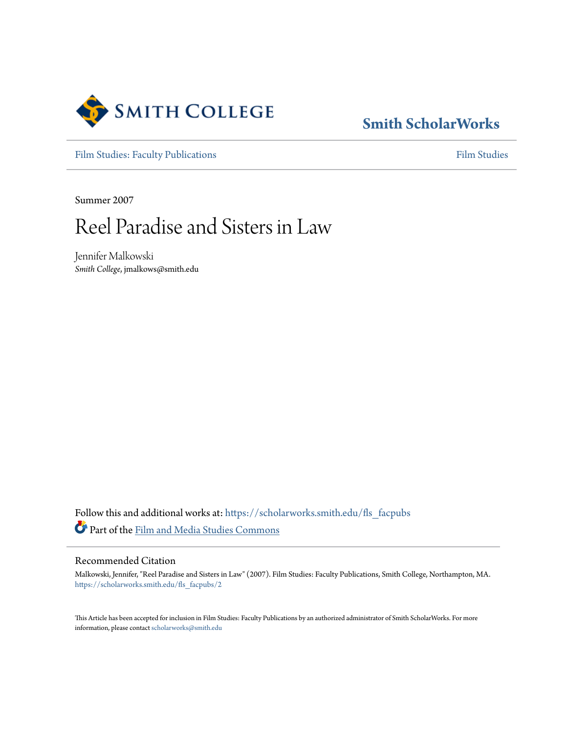Smith College

Smith ScholarWorks

Film Studies: Faculty Publications

Film Studies

Summer 2007

# Reel Paradise and Sisters in Law

Jennifer Malkowski
*Smith College*, jmalkows@smith.edu

Follow this and additional works at: https://scholarworks.smith.edu/fls_facpubs

Part of the Film and Media Studies Commons

## Recommended Citation

Malkowski, Jennifer, "Reel Paradise and Sisters in Law" (2007). Film Studies: Faculty Publications, Smith College, Northampton, MA.
https://scholarworks.smith.edu/fls_facpubs/2

This Article has been accepted for inclusion in Film Studies: Faculty Publications by an authorized administrator of Smith ScholarWorks. For more information, please contact scholarworks@smith.edu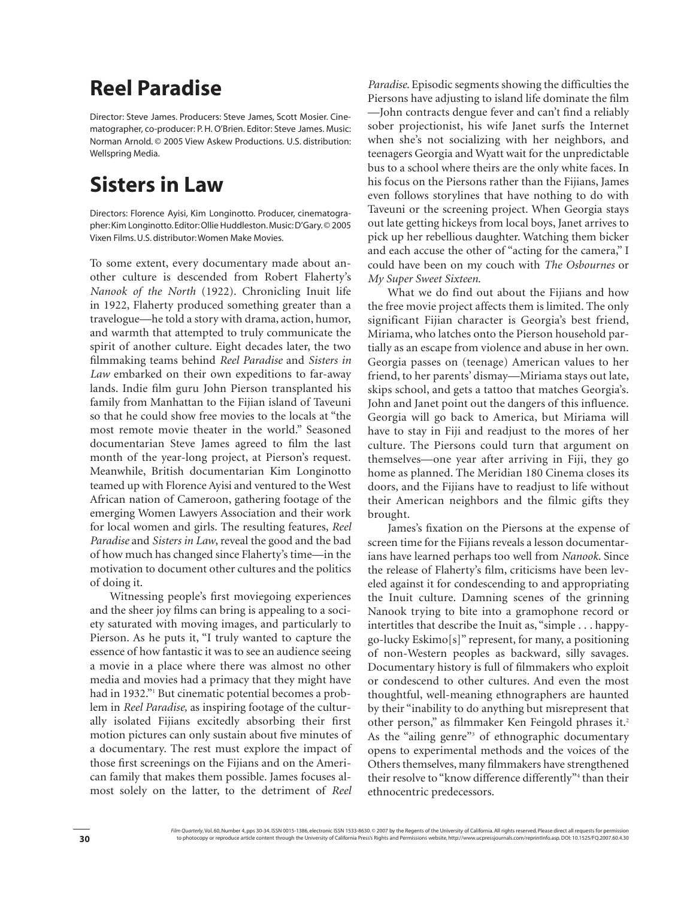# Reel Paradise

Director: Steve James. Producers: Steve James, Scott Mosier. Cinematographer, co-producer: P. H. O'Brien. Editor: Steve James. Music: Norman Arnold. © 2005 View Askew Productions. U.S. distribution: Wellspring Media.

# Sisters in Law

Directors: Florence Ayisi, Kim Longinotto. Producer, cinematographer: Kim Longinotto. Editor: Ollie Huddleston. Music: D'Gary. © 2005 Vixen Films. U.S. distributor: Women Make Movies.

To some extent, every documentary made about another culture is descended from Robert Flaherty's *Nanook of the North* (1922). Chronicling Inuit life in 1922, Flaherty produced something greater than a travelogue—he told a story with drama, action, humor, and warmth that attempted to truly communicate the spirit of another culture. Eight decades later, the two filmmaking teams behind *Reel Paradise* and *Sisters in Law* embarked on their own expeditions to far-away lands. Indie film guru John Pierson transplanted his family from Manhattan to the Fijian island of Taveuni so that he could show free movies to the locals at "the most remote movie theater in the world." Seasoned documentarian Steve James agreed to film the last month of the year-long project, at Pierson's request. Meanwhile, British documentarian Kim Longinotto teamed up with Florence Ayisi and ventured to the West African nation of Cameroon, gathering footage of the emerging Women Lawyers Association and their work for local women and girls. The resulting features, *Reel Paradise* and *Sisters in Law*, reveal the good and the bad of how much has changed since Flaherty's time—in the motivation to document other cultures and the politics of doing it.

Witnessing people's first moviegoing experiences and the sheer joy films can bring is appealing to a society saturated with moving images, and particularly to Pierson. As he puts it, "I truly wanted to capture the essence of how fantastic it was to see an audience seeing a movie in a place where there was almost no other media and movies had a primacy that they might have had in 1932."[1] But cinematic potential becomes a problem in *Reel Paradise,* as inspiring footage of the culturally isolated Fijians excitedly absorbing their first motion pictures can only sustain about five minutes of a documentary. The rest must explore the impact of those first screenings on the Fijians and on the American family that makes them possible. James focuses almost solely on the latter, to the detriment of *Reel Paradise.* Episodic segments showing the difficulties the Piersons have adjusting to island life dominate the film—John contracts dengue fever and can't find a reliably sober projectionist, his wife Janet surfs the Internet when she's not socializing with her neighbors, and teenagers Georgia and Wyatt wait for the unpredictable bus to a school where theirs are the only white faces. In his focus on the Piersons rather than the Fijians, James even follows storylines that have nothing to do with Taveuni or the screening project. When Georgia stays out late getting hickeys from local boys, Janet arrives to pick up her rebellious daughter. Watching them bicker and each accuse the other of "acting for the camera," I could have been on my couch with *The Osbournes* or *My Super Sweet Sixteen.*

What we do find out about the Fijians and how the free movie project affects them is limited. The only significant Fijian character is Georgia's best friend, Miriama, who latches onto the Pierson household partially as an escape from violence and abuse in her own. Georgia passes on (teenage) American values to her friend, to her parents' dismay—Miriama stays out late, skips school, and gets a tattoo that matches Georgia's. John and Janet point out the dangers of this influence. Georgia will go back to America, but Miriama will have to stay in Fiji and readjust to the mores of her culture. The Piersons could turn that argument on themselves—one year after arriving in Fiji, they go home as planned. The Meridian 180 Cinema closes its doors, and the Fijians have to readjust to life without their American neighbors and the filmic gifts they brought.

James's fixation on the Piersons at the expense of screen time for the Fijians reveals a lesson documentarians have learned perhaps too well from *Nanook.* Since the release of Flaherty's film, criticisms have been leveled against it for condescending to and appropriating the Inuit culture. Damning scenes of the grinning Nanook trying to bite into a gramophone record or intertitles that describe the Inuit as, "simple . . . happy-go-lucky Eskimo[s]" represent, for many, a positioning of non-Western peoples as backward, silly savages. Documentary history is full of filmmakers who exploit or condescend to other cultures. And even the most thoughtful, well-meaning ethnographers are haunted by their "inability to do anything but misrepresent that other person," as filmmaker Ken Feingold phrases it.[2] As the "ailing genre"[3] of ethnographic documentary opens to experimental methods and the voices of the Others themselves, many filmmakers have strengthened their resolve to "know difference differently"[4] than their ethnocentric predecessors.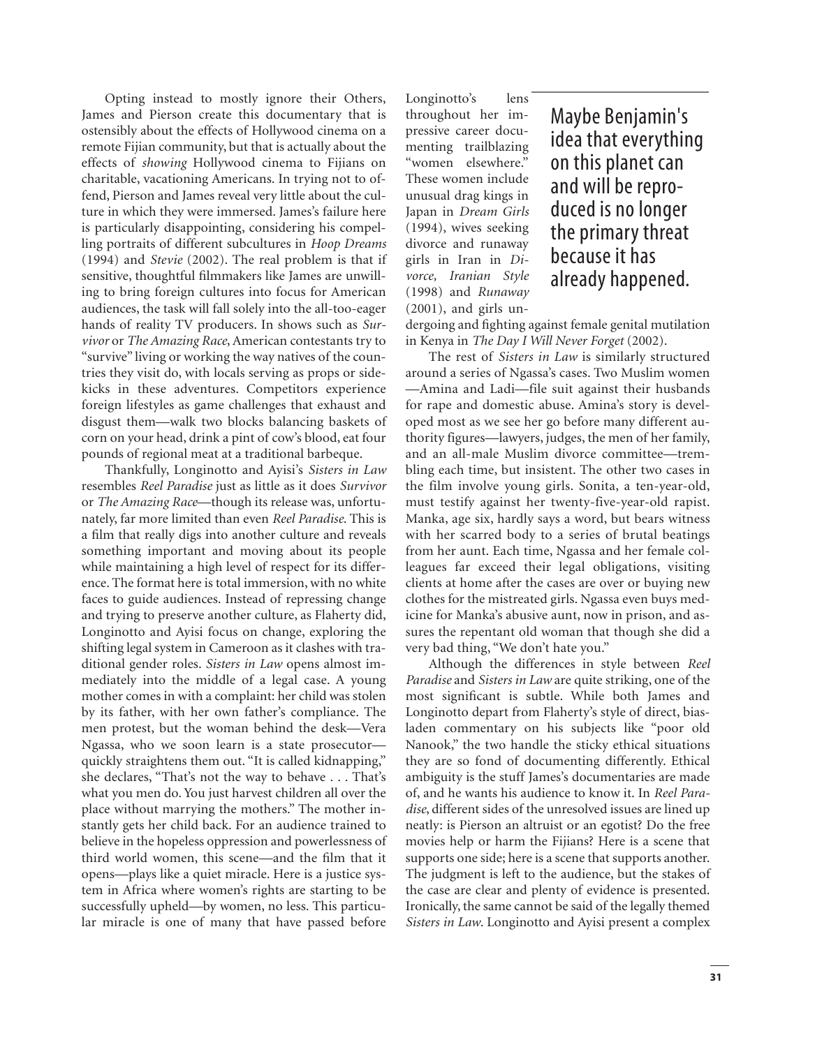Opting instead to mostly ignore their Others, James and Pierson create this documentary that is ostensibly about the effects of Hollywood cinema on a remote Fijian community, but that is actually about the effects of *showing* Hollywood cinema to Fijians on charitable, vacationing Americans. In trying not to offend, Pierson and James reveal very little about the culture in which they were immersed. James's failure here is particularly disappointing, considering his compelling portraits of different subcultures in *Hoop Dreams* (1994) and *Stevie* (2002). The real problem is that if sensitive, thoughtful filmmakers like James are unwilling to bring foreign cultures into focus for American audiences, the task will fall solely into the all-too-eager hands of reality TV producers. In shows such as *Survivor* or *The Amazing Race*, American contestants try to "survive" living or working the way natives of the countries they visit do, with locals serving as props or sidekicks in these adventures. Competitors experience foreign lifestyles as game challenges that exhaust and disgust them—walk two blocks balancing baskets of corn on your head, drink a pint of cow's blood, eat four pounds of regional meat at a traditional barbeque.

Thankfully, Longinotto and Ayisi's *Sisters in Law* resembles *Reel Paradise* just as little as it does *Survivor* or *The Amazing Race*—though its release was, unfortunately, far more limited than even *Reel Paradise*. This is a film that really digs into another culture and reveals something important and moving about its people while maintaining a high level of respect for its difference. The format here is total immersion, with no white faces to guide audiences. Instead of repressing change and trying to preserve another culture, as Flaherty did, Longinotto and Ayisi focus on change, exploring the shifting legal system in Cameroon as it clashes with traditional gender roles. *Sisters in Law* opens almost immediately into the middle of a legal case. A young mother comes in with a complaint: her child was stolen by its father, with her own father's compliance. The men protest, but the woman behind the desk—Vera Ngassa, who we soon learn is a state prosecutor—quickly straightens them out. "It is called kidnapping," she declares, "That's not the way to behave . . . That's what you men do. You just harvest children all over the place without marrying the mothers." The mother instantly gets her child back. For an audience trained to believe in the hopeless oppression and powerlessness of third world women, this scene—and the film that it opens—plays like a quiet miracle. Here is a justice system in Africa where women's rights are starting to be successfully upheld—by women, no less. This particular miracle is one of many that have passed before Longinotto's lens throughout her impressive career documenting trailblazing "women elsewhere." These women include unusual drag kings in Japan in *Dream Girls* (1994), wives seeking divorce and runaway girls in Iran in *Divorce, Iranian Style* (1998) and *Runaway* (2001), and girls undergoing and fighting against female genital mutilation in Kenya in *The Day I Will Never Forget* (2002).

> Maybe Benjamin's idea that everything on this planet can and will be reproduced is no longer the primary threat because it has already happened.

The rest of *Sisters in Law* is similarly structured around a series of Ngassa's cases. Two Muslim women—Amina and Ladi—file suit against their husbands for rape and domestic abuse. Amina's story is developed most as we see her go before many different authority figures—lawyers, judges, the men of her family, and an all-male Muslim divorce committee—trembling each time, but insistent. The other two cases in the film involve young girls. Sonita, a ten-year-old, must testify against her twenty-five-year-old rapist. Manka, age six, hardly says a word, but bears witness with her scarred body to a series of brutal beatings from her aunt. Each time, Ngassa and her female colleagues far exceed their legal obligations, visiting clients at home after the cases are over or buying new clothes for the mistreated girls. Ngassa even buys medicine for Manka's abusive aunt, now in prison, and assures the repentant old woman that though she did a very bad thing, "We don't hate you."

Although the differences in style between *Reel Paradise* and *Sisters in Law* are quite striking, one of the most significant is subtle. While both James and Longinotto depart from Flaherty's style of direct, bias-laden commentary on his subjects like "poor old Nanook," the two handle the sticky ethical situations they are so fond of documenting differently. Ethical ambiguity is the stuff James's documentaries are made of, and he wants his audience to know it. In *Reel Paradise*, different sides of the unresolved issues are lined up neatly: is Pierson an altruist or an egotist? Do the free movies help or harm the Fijians? Here is a scene that supports one side; here is a scene that supports another. The judgment is left to the audience, but the stakes of the case are clear and plenty of evidence is presented. Ironically, the same cannot be said of the legally themed *Sisters in Law*. Longinotto and Ayisi present a complex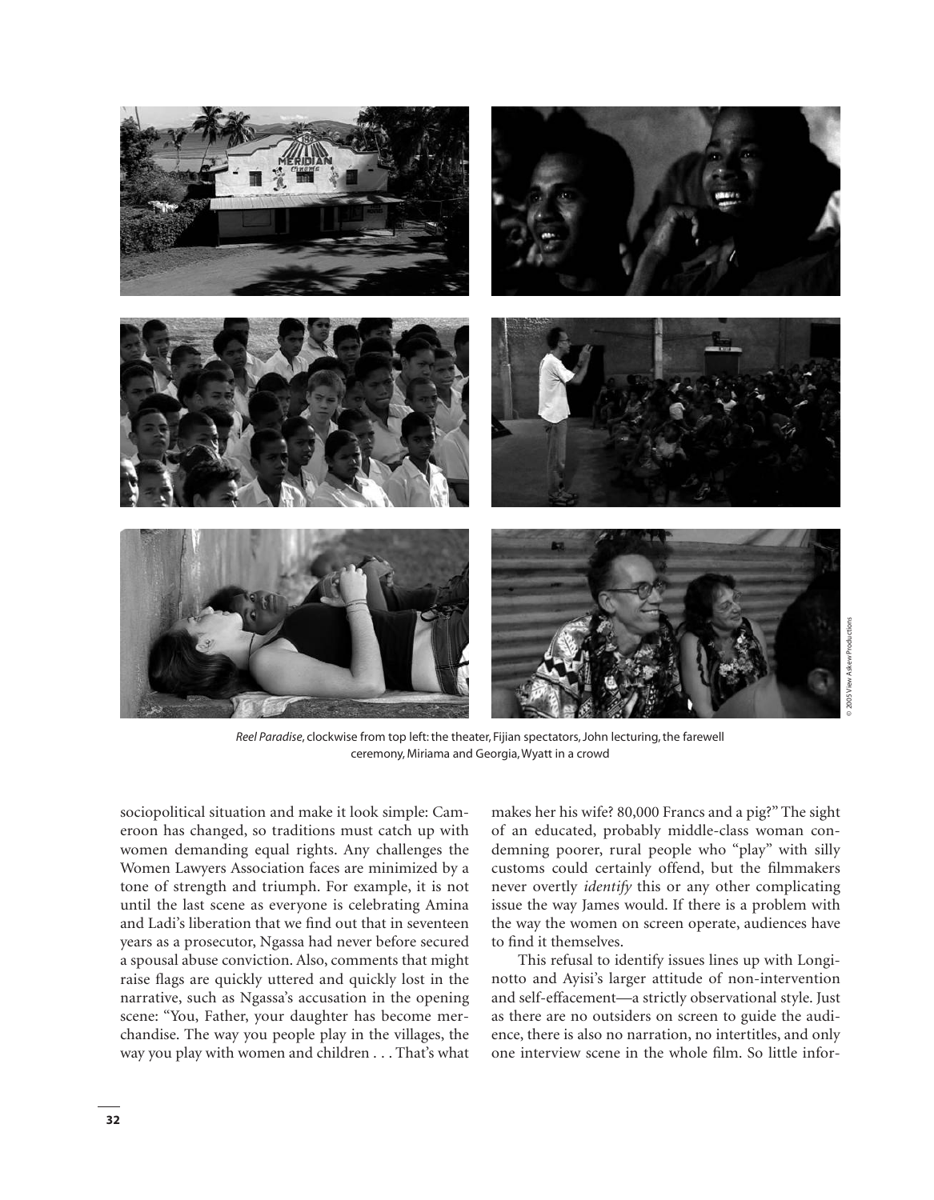*Reel Paradise*, clockwise from top left: the theater, Fijian spectators, John lecturing, the farewell ceremony, Miriama and Georgia, Wyatt in a crowd

© 2005 View Askew Productions

sociopolitical situation and make it look simple: Cameroon has changed, so traditions must catch up with women demanding equal rights. Any challenges the Women Lawyers Association faces are minimized by a tone of strength and triumph. For example, it is not until the last scene as everyone is celebrating Amina and Ladi's liberation that we find out that in seventeen years as a prosecutor, Ngassa had never before secured a spousal abuse conviction. Also, comments that might raise flags are quickly uttered and quickly lost in the narrative, such as Ngassa's accusation in the opening scene: "You, Father, your daughter has become merchandise. The way you people play in the villages, the way you play with women and children . . . That's what makes her his wife? 80,000 Francs and a pig?" The sight of an educated, probably middle-class woman condemning poorer, rural people who "play" with silly customs could certainly offend, but the filmmakers never overtly *identify* this or any other complicating issue the way James would. If there is a problem with the way the women on screen operate, audiences have to find it themselves.

This refusal to identify issues lines up with Longinotto and Ayisi's larger attitude of non-intervention and self-effacement—a strictly observational style. Just as there are no outsiders on screen to guide the audience, there is also no narration, no intertitles, and only one interview scene in the whole film. So little infor-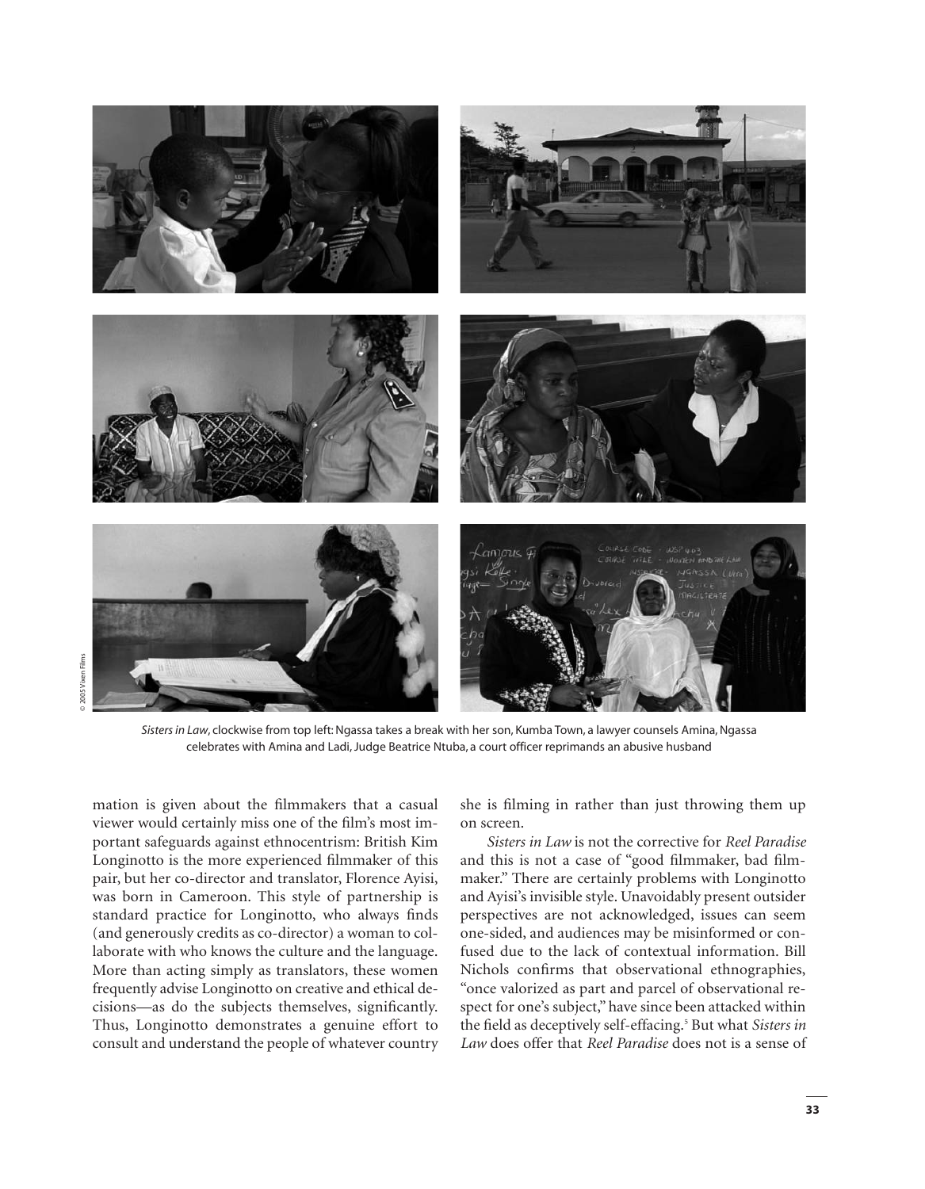*Sisters in Law*, clockwise from top left: Ngassa takes a break with her son, Kumba Town, a lawyer counsels Amina, Ngassa celebrates with Amina and Ladi, Judge Beatrice Ntuba, a court officer reprimands an abusive husband

© 2005 Vixen Films

mation is given about the filmmakers that a casual viewer would certainly miss one of the film's most important safeguards against ethnocentrism: British Kim Longinotto is the more experienced filmmaker of this pair, but her co-director and translator, Florence Ayisi, was born in Cameroon. This style of partnership is standard practice for Longinotto, who always finds (and generously credits as co-director) a woman to collaborate with who knows the culture and the language. More than acting simply as translators, these women frequently advise Longinotto on creative and ethical decisions—as do the subjects themselves, significantly. Thus, Longinotto demonstrates a genuine effort to consult and understand the people of whatever country she is filming in rather than just throwing them up on screen.

*Sisters in Law* is not the corrective for *Reel Paradise* and this is not a case of "good filmmaker, bad filmmaker." There are certainly problems with Longinotto and Ayisi's invisible style. Unavoidably present outsider perspectives are not acknowledged, issues can seem one-sided, and audiences may be misinformed or confused due to the lack of contextual information. Bill Nichols confirms that observational ethnographies, "once valorized as part and parcel of observational respect for one's subject," have since been attacked within the field as deceptively self-effacing.[5] But what *Sisters in Law* does offer that *Reel Paradise* does not is a sense of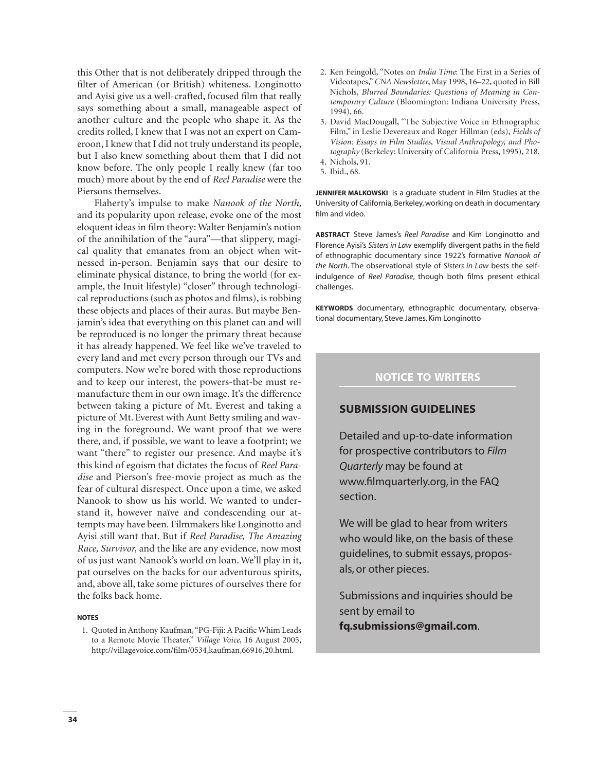this Other that is not deliberately dripped through the filter of American (or British) whiteness. Longinotto and Ayisi give us a well-crafted, focused film that really says something about a small, manageable aspect of another culture and the people who shape it. As the credits rolled, I knew that I was not an expert on Cameroon, I knew that I did not truly understand its people, but I also knew something about them that I did not know before. The only people I really knew (far too much) more about by the end of *Reel Paradise* were the Piersons themselves.

Flaherty's impulse to make *Nanook of the North,* and its popularity upon release, evoke one of the most eloquent ideas in film theory: Walter Benjamin's notion of the annihilation of the "aura"—that slippery, magical quality that emanates from an object when witnessed in-person. Benjamin says that our desire to eliminate physical distance, to bring the world (for example, the Inuit lifestyle) "closer" through technological reproductions (such as photos and films), is robbing these objects and places of their auras. But maybe Benjamin's idea that everything on this planet can and will be reproduced is no longer the primary threat because it has already happened. We feel like we've traveled to every land and met every person through our TVs and computers. Now we're bored with those reproductions and to keep our interest, the powers-that-be must remanufacture them in our own image. It's the difference between taking a picture of Mt. Everest and taking a picture of Mt. Everest with Aunt Betty smiling and waving in the foreground. We want proof that we were there, and, if possible, we want to leave a footprint; we want "there" to register our presence. And maybe it's this kind of egoism that dictates the focus of *Reel Paradise* and Pierson's free-movie project as much as the fear of cultural disrespect. Once upon a time, we asked Nanook to show us his world. We wanted to understand it, however naïve and condescending our attempts may have been. Filmmakers like Longinotto and Ayisi still want that. But if *Reel Paradise, The Amazing Race, Survivor,* and the like are any evidence, now most of us just want Nanook's world on loan. We'll play in it, pat ourselves on the backs for our adventurous spirits, and, above all, take some pictures of ourselves there for the folks back home.

#### NOTES

1. Quoted in Anthony Kaufman, "PG-Fiji: A Pacific Whim Leads to a Remote Movie Theater," *Village Voice*, 16 August 2005, http://villagevoice.com/film/0534,kaufman,66916,20.html.
2. Ken Feingold, "Notes on *India Time*: The First in a Series of Videotapes," *CNA Newsletter*, May 1998, 16–22, quoted in Bill Nichols, *Blurred Boundaries: Questions of Meaning in Contemporary Culture* (Bloomington: Indiana University Press, 1994), 66.
3. David MacDougall, "The Subjective Voice in Ethnographic Film," in Leslie Devereaux and Roger Hillman (eds), *Fields of Vision: Essays in Film Studies, Visual Anthropology, and Photography* (Berkeley: University of California Press, 1995), 218.
4. Nichols, 91.
5. Ibid., 68.

**JENNIFER MALKOWSKI** is a graduate student in Film Studies at the University of California, Berkeley, working on death in documentary film and video.

**ABSTRACT** Steve James's *Reel Paradise* and Kim Longinotto and Florence Ayisi's *Sisters in Law* exemplify divergent paths in the field of ethnographic documentary since 1922's formative *Nanook of the North*. The observational style of *Sisters in Law* bests the self-indulgence of *Reel Paradise*, though both films present ethical challenges.

**KEYWORDS** documentary, ethnographic documentary, observational documentary, Steve James, Kim Longinotto

## NOTICE TO WRITERS

### SUBMISSION GUIDELINES

Detailed and up-to-date information for prospective contributors to *Film Quarterly* may be found at www.filmquarterly.org, in the FAQ section.

We will be glad to hear from writers who would like, on the basis of these guidelines, to submit essays, proposals, or other pieces.

Submissions and inquiries should be sent by email to **fq.submissions@gmail.com**.